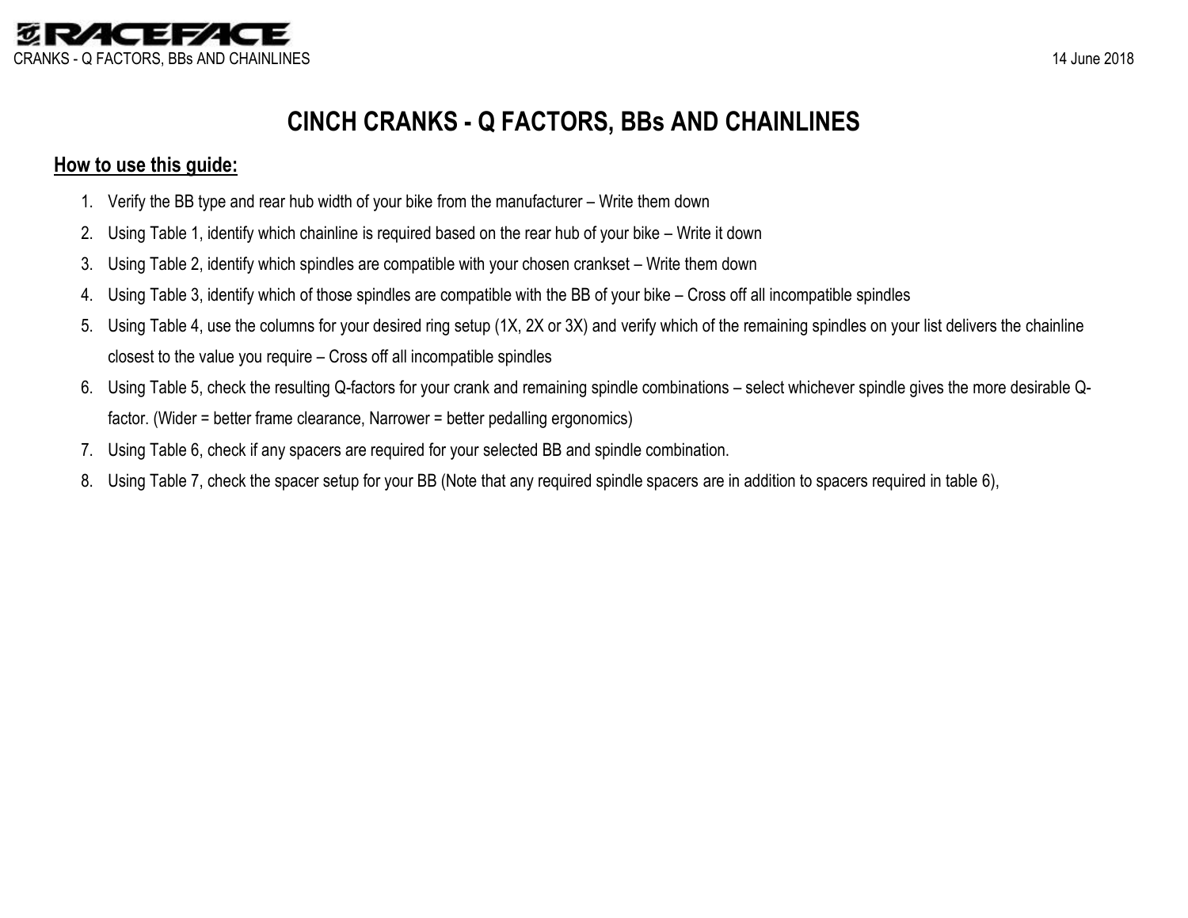# CINCH CRANKS - Q FACTORS, BBs AND CHAINLINES

## How to use this guide:

1. Verify the BB type and rear hub width of your bike from the manufacturer – Write them down
2. Using Table 1, identify which chainline is required based on the rear hub of your bike – Write it down
3. Using Table 2, identify which spindles are compatible with your chosen crankset – Write them down
4. Using Table 3, identify which of those spindles are compatible with the BB of your bike – Cross off all incompatible spindles
5. Using Table 4, use the columns for your desired ring setup (1X, 2X or 3X) and verify which of the remaining spindles on your list delivers the chainline closest to the value you require – Cross off all incompatible spindles
6. Using Table 5, check the resulting Q-factors for your crank and remaining spindle combinations – select whichever spindle gives the more desirable Q-factor. (Wider = better frame clearance, Narrower = better pedalling ergonomics)
7. Using Table 6, check if any spacers are required for your selected BB and spindle combination.
8. Using Table 7, check the spacer setup for your BB (Note that any required spindle spacers are in addition to spacers required in table 6),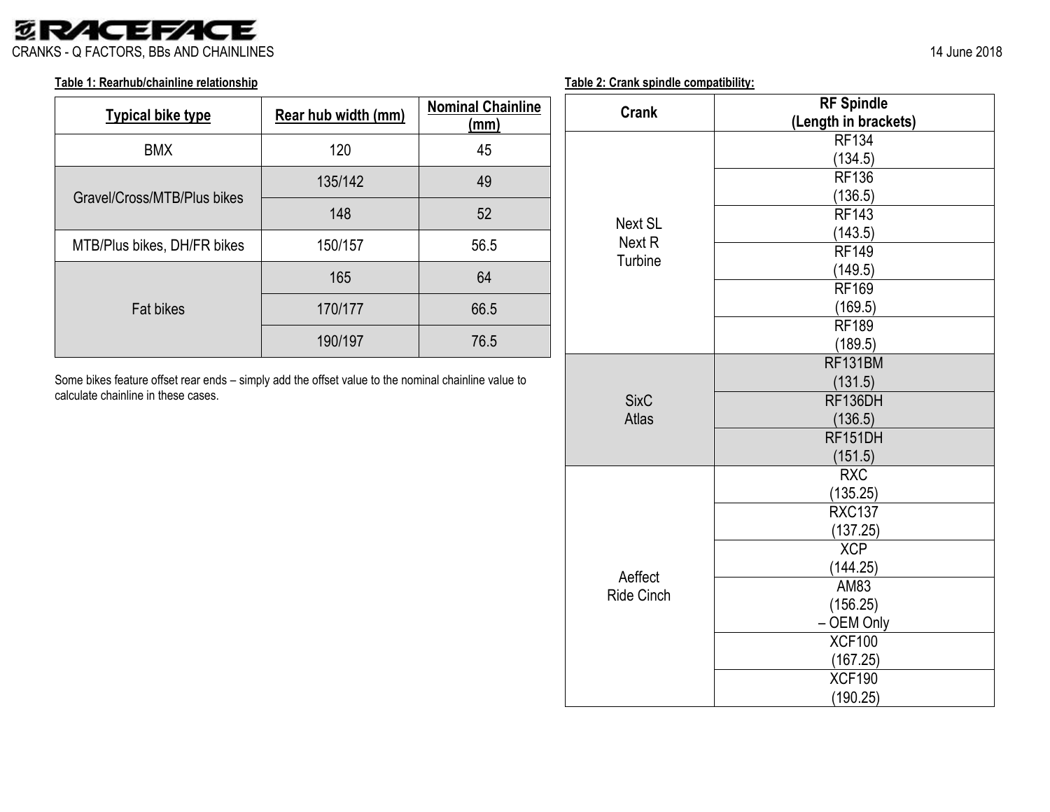CRANKS - Q FACTORS, BBs AND CHAINLINES

14 June 2018

**Table 1: Rearhub/chainline relationship**

| Typical bike type | Rear hub width (mm) | Nominal Chainline (mm) |
|---|---|---|
| BMX | 120 | 45 |
| Gravel/Cross/MTB/Plus bikes | 135/142 | 49 |
| | 148 | 52 |
| MTB/Plus bikes, DH/FR bikes | 150/157 | 56.5 |
| Fat bikes | 165 | 64 |
| | 170/177 | 66.5 |
| | 190/197 | 76.5 |

Some bikes feature offset rear ends – simply add the offset value to the nominal chainline value to calculate chainline in these cases.

**Table 2: Crank spindle compatibility:**

| Crank | RF Spindle (Length in brackets) |
|---|---|
| Next SL, Next R, Turbine | RF134 (134.5) |
| | RF136 (136.5) |
| | RF143 (143.5) |
| | RF149 (149.5) |
| | RF169 (169.5) |
| | RF189 (189.5) |
| SixC, Atlas | RF131BM (131.5) |
| | RF136DH (136.5) |
| | RF151DH (151.5) |
| Aeffect, Ride Cinch | RXC (135.25) |
| | RXC137 (137.25) |
| | XCP (144.25) |
| | AM83 (156.25) – OEM Only |
| | XCF100 (167.25) |
| | XCF190 (190.25) |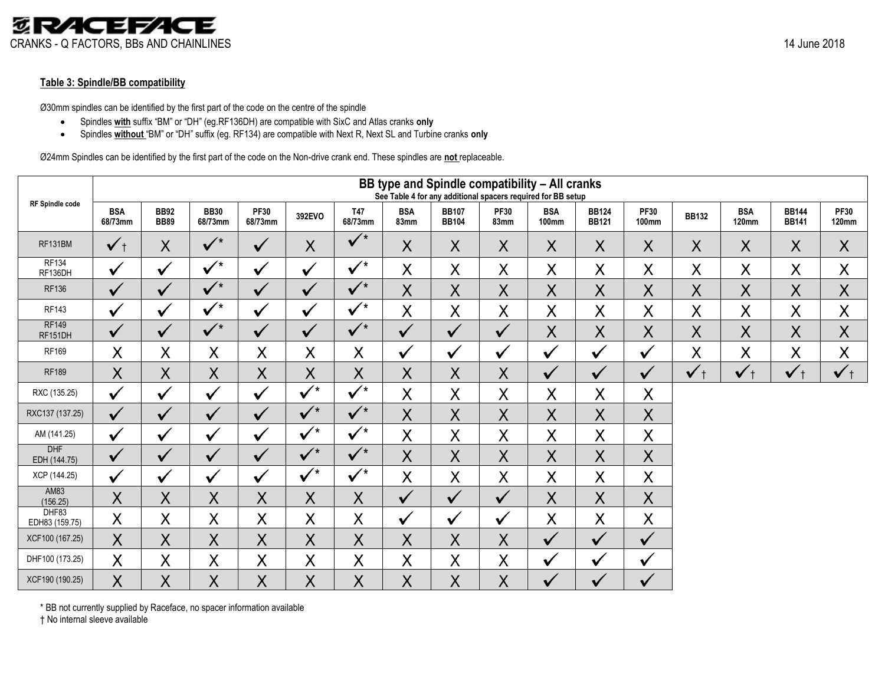### Table 3: Spindle/BB compatibility

Ø30mm spindles can be identified by the first part of the code on the centre of the spindle

- Spindles **with** suffix "BM" or "DH" (eg.RF136DH) are compatible with SixC and Atlas cranks **only**
- Spindles **without** "BM" or "DH" suffix (eg. RF134) are compatible with Next R, Next SL and Turbine cranks **only**

Ø24mm Spindles can be identified by the first part of the code on the Non-drive crank end. These spindles are **not** replaceable.

| RF Spindle code | BB type and Spindle compatibility – All cranks<br>See Table 4 for any additional spacers required for BB setup | | | | | | | | | | | | | | | |
|---|---|---|---|---|---|---|---|---|---|---|---|---|---|---|---|---|
| | BSA 68/73mm | BB92 BB89 | BB30 68/73mm | PF30 68/73mm | 392EVO | T47 68/73mm | BSA 83mm | BB107 BB104 | PF30 83mm | BSA 100mm | BB124 BB121 | PF30 100mm | BB132 | BSA 120mm | BB144 BB141 | PF30 120mm |
| RF131BM | ✓† | X | ✓* | ✓ | X | ✓* | X | X | X | X | X | X | X | X | X | X |
| RF134<br>RF136DH | ✓ | ✓ | ✓* | ✓ | ✓ | ✓* | X | X | X | X | X | X | X | X | X | X |
| RF136 | ✓ | ✓ | ✓* | ✓ | ✓ | ✓* | X | X | X | X | X | X | X | X | X | X |
| RF143 | ✓ | ✓ | ✓* | ✓ | ✓ | ✓* | X | X | X | X | X | X | X | X | X | X |
| RF149<br>RF151DH | ✓ | ✓ | ✓* | ✓ | ✓ | ✓* | ✓ | ✓ | ✓ | X | X | X | X | X | X | X |
| RF169 | X | X | X | X | X | X | ✓ | ✓ | ✓ | ✓ | ✓ | ✓ | X | X | X | X |
| RF189 | X | X | X | X | X | X | X | X | X | ✓ | ✓ | ✓ | ✓† | ✓† | ✓† | ✓† |
| RXC (135.25) | ✓ | ✓ | ✓ | ✓ | ✓* | ✓* | X | X | X | X | X | X | | | | |
| RXC137 (137.25) | ✓ | ✓ | ✓ | ✓ | ✓* | ✓* | X | X | X | X | X | X | | | | |
| AM (141.25) | ✓ | ✓ | ✓ | ✓ | ✓* | ✓* | X | X | X | X | X | X | | | | |
| DHF<br>EDH (144.75) | ✓ | ✓ | ✓ | ✓ | ✓* | ✓* | X | X | X | X | X | X | | | | |
| XCP (144.25) | ✓ | ✓ | ✓ | ✓ | ✓* | ✓* | X | X | X | X | X | X | | | | |
| AM83<br>(156.25) | X | X | X | X | X | X | ✓ | ✓ | ✓ | X | X | X | | | | |
| DHF83<br>EDH83 (159.75) | X | X | X | X | X | X | ✓ | ✓ | ✓ | X | X | X | | | | |
| XCF100 (167.25) | X | X | X | X | X | X | X | X | X | ✓ | ✓ | ✓ | | | | |
| DHF100 (173.25) | X | X | X | X | X | X | X | X | X | ✓ | ✓ | ✓ | | | | |
| XCF190 (190.25) | X | X | X | X | X | X | X | X | X | ✓ | ✓ | ✓ | | | | |

\* BB not currently supplied by Raceface, no spacer information available

† No internal sleeve available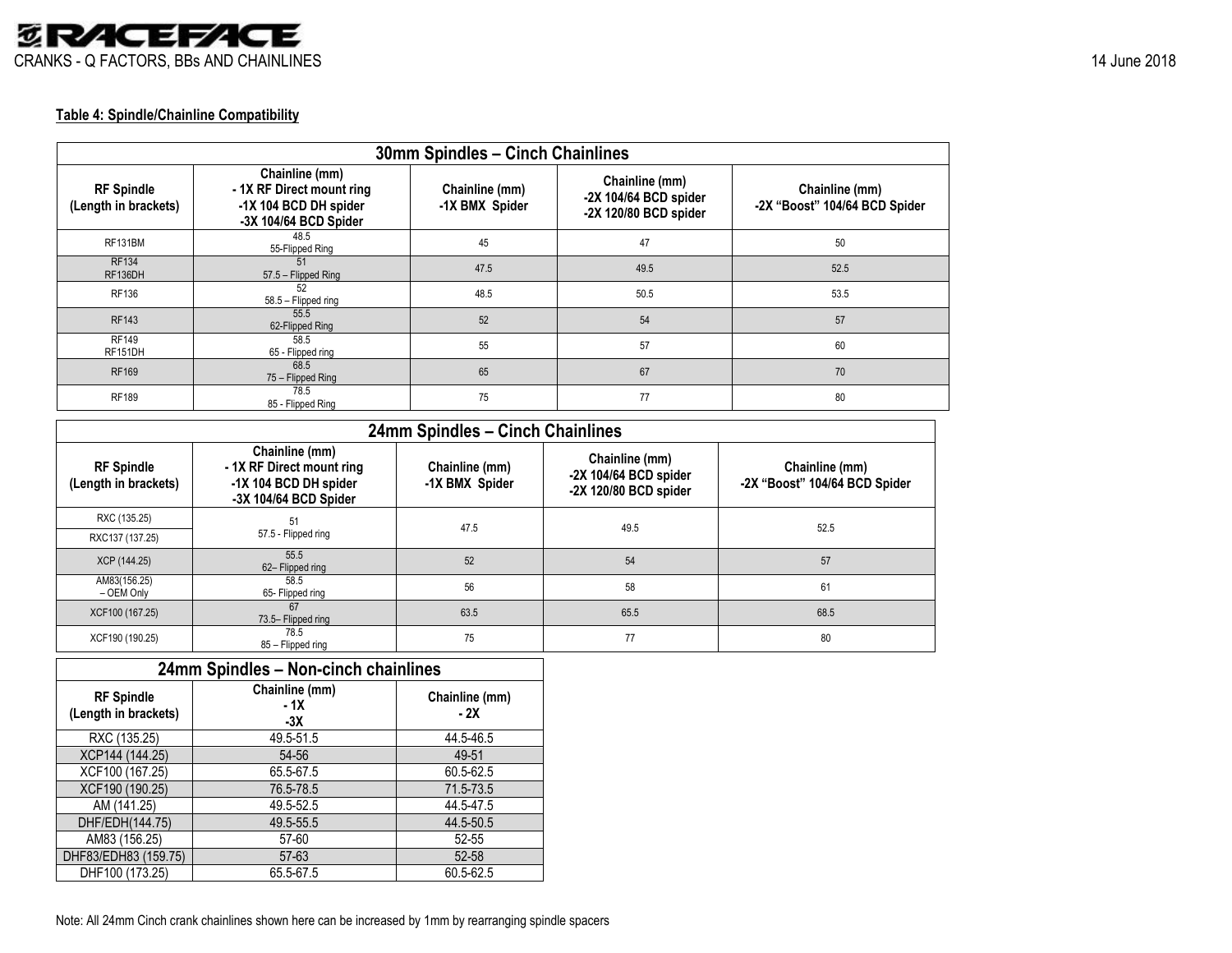**Table 4: Spindle/Chainline Compatibility**

| 30mm Spindles – Cinch Chainlines | | | | |
|---|---|---|---|---|
| RF Spindle (Length in brackets) | Chainline (mm) - 1X RF Direct mount ring -1X 104 BCD DH spider -3X 104/64 BCD Spider | Chainline (mm) -1X BMX Spider | Chainline (mm) -2X 104/64 BCD spider -2X 120/80 BCD spider | Chainline (mm) -2X "Boost" 104/64 BCD Spider |
| RF131BM | 48.5 55-Flipped Ring | 45 | 47 | 50 |
| RF134 RF136DH | 51 57.5 – Flipped Ring | 47.5 | 49.5 | 52.5 |
| RF136 | 52 58.5 – Flipped ring | 48.5 | 50.5 | 53.5 |
| RF143 | 55.5 62-Flipped Ring | 52 | 54 | 57 |
| RF149 RF151DH | 58.5 65 - Flipped ring | 55 | 57 | 60 |
| RF169 | 68.5 75 – Flipped Ring | 65 | 67 | 70 |
| RF189 | 78.5 85 - Flipped Ring | 75 | 77 | 80 |

| 24mm Spindles – Cinch Chainlines | | | | |
|---|---|---|---|---|
| RF Spindle (Length in brackets) | Chainline (mm) - 1X RF Direct mount ring -1X 104 BCD DH spider -3X 104/64 BCD Spider | Chainline (mm) -1X BMX Spider | Chainline (mm) -2X 104/64 BCD spider -2X 120/80 BCD spider | Chainline (mm) -2X "Boost" 104/64 BCD Spider |
| RXC (135.25) | 51 57.5 - Flipped ring | 47.5 | 49.5 | 52.5 |
| RXC137 (137.25) | 51 57.5 - Flipped ring | 47.5 | 49.5 | 52.5 |
| XCP (144.25) | 55.5 62– Flipped ring | 52 | 54 | 57 |
| AM83(156.25) – OEM Only | 58.5 65- Flipped ring | 56 | 58 | 61 |
| XCF100 (167.25) | 67 73.5– Flipped ring | 63.5 | 65.5 | 68.5 |
| XCF190 (190.25) | 78.5 85 – Flipped ring | 75 | 77 | 80 |

| 24mm Spindles – Non-cinch chainlines | | |
|---|---|---|
| RF Spindle (Length in brackets) | Chainline (mm) - 1X -3X | Chainline (mm) - 2X |
| RXC (135.25) | 49.5-51.5 | 44.5-46.5 |
| XCP144 (144.25) | 54-56 | 49-51 |
| XCF100 (167.25) | 65.5-67.5 | 60.5-62.5 |
| XCF190 (190.25) | 76.5-78.5 | 71.5-73.5 |
| AM (141.25) | 49.5-52.5 | 44.5-47.5 |
| DHF/EDH(144.75) | 49.5-55.5 | 44.5-50.5 |
| AM83 (156.25) | 57-60 | 52-55 |
| DHF83/EDH83 (159.75) | 57-63 | 52-58 |
| DHF100 (173.25) | 65.5-67.5 | 60.5-62.5 |

Note: All 24mm Cinch crank chainlines shown here can be increased by 1mm by rearranging spindle spacers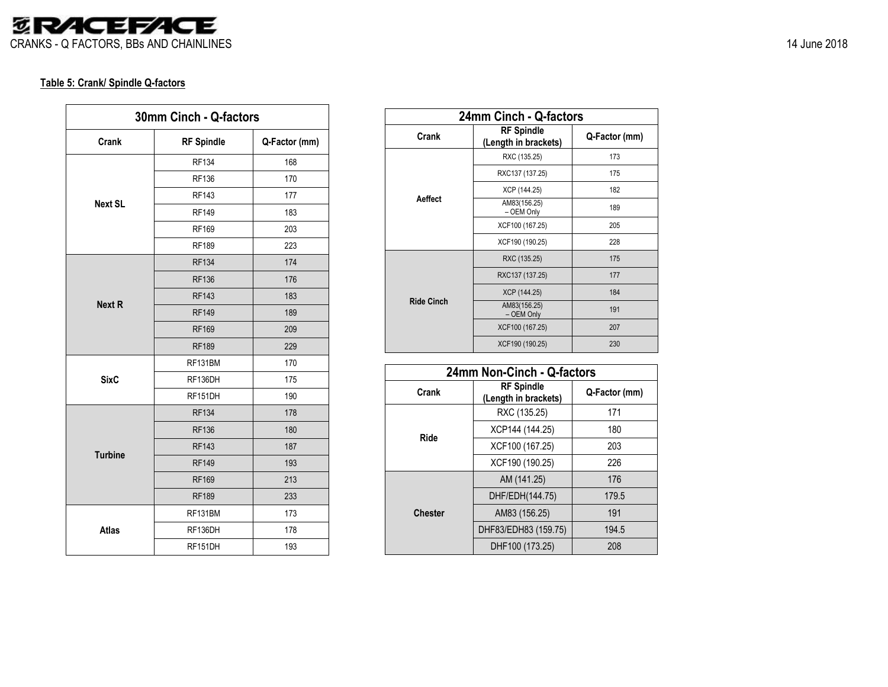**Table 5: Crank/ Spindle Q-factors**

| 30mm Cinch - Q-factors | | |
|---|---|---|
| **Crank** | **RF Spindle** | **Q-Factor (mm)** |
| **Next SL** | RF134 | 168 |
| | RF136 | 170 |
| | RF143 | 177 |
| | RF149 | 183 |
| | RF169 | 203 |
| | RF189 | 223 |
| **Next R** | RF134 | 174 |
| | RF136 | 176 |
| | RF143 | 183 |
| | RF149 | 189 |
| | RF169 | 209 |
| | RF189 | 229 |
| **SixC** | RF131BM | 170 |
| | RF136DH | 175 |
| | RF151DH | 190 |
| **Turbine** | RF134 | 178 |
| | RF136 | 180 |
| | RF143 | 187 |
| | RF149 | 193 |
| | RF169 | 213 |
| | RF189 | 233 |
| **Atlas** | RF131BM | 173 |
| | RF136DH | 178 |
| | RF151DH | 193 |

| 24mm Cinch - Q-factors | | |
|---|---|---|
| **Crank** | **RF Spindle (Length in brackets)** | **Q-Factor (mm)** |
| **Aeffect** | RXC (135.25) | 173 |
| | RXC137 (137.25) | 175 |
| | XCP (144.25) | 182 |
| | AM83(156.25) – OEM Only | 189 |
| | XCF100 (167.25) | 205 |
| | XCF190 (190.25) | 228 |
| **Ride Cinch** | RXC (135.25) | 175 |
| | RXC137 (137.25) | 177 |
| | XCP (144.25) | 184 |
| | AM83(156.25) – OEM Only | 191 |
| | XCF100 (167.25) | 207 |
| | XCF190 (190.25) | 230 |

| 24mm Non-Cinch - Q-factors | | |
|---|---|---|
| **Crank** | **RF Spindle (Length in brackets)** | **Q-Factor (mm)** |
| **Ride** | RXC (135.25) | 171 |
| | XCP144 (144.25) | 180 |
| | XCF100 (167.25) | 203 |
| | XCF190 (190.25) | 226 |
| **Chester** | AM (141.25) | 176 |
| | DHF/EDH(144.75) | 179.5 |
| | AM83 (156.25) | 191 |
| | DHF83/EDH83 (159.75) | 194.5 |
| | DHF100 (173.25) | 208 |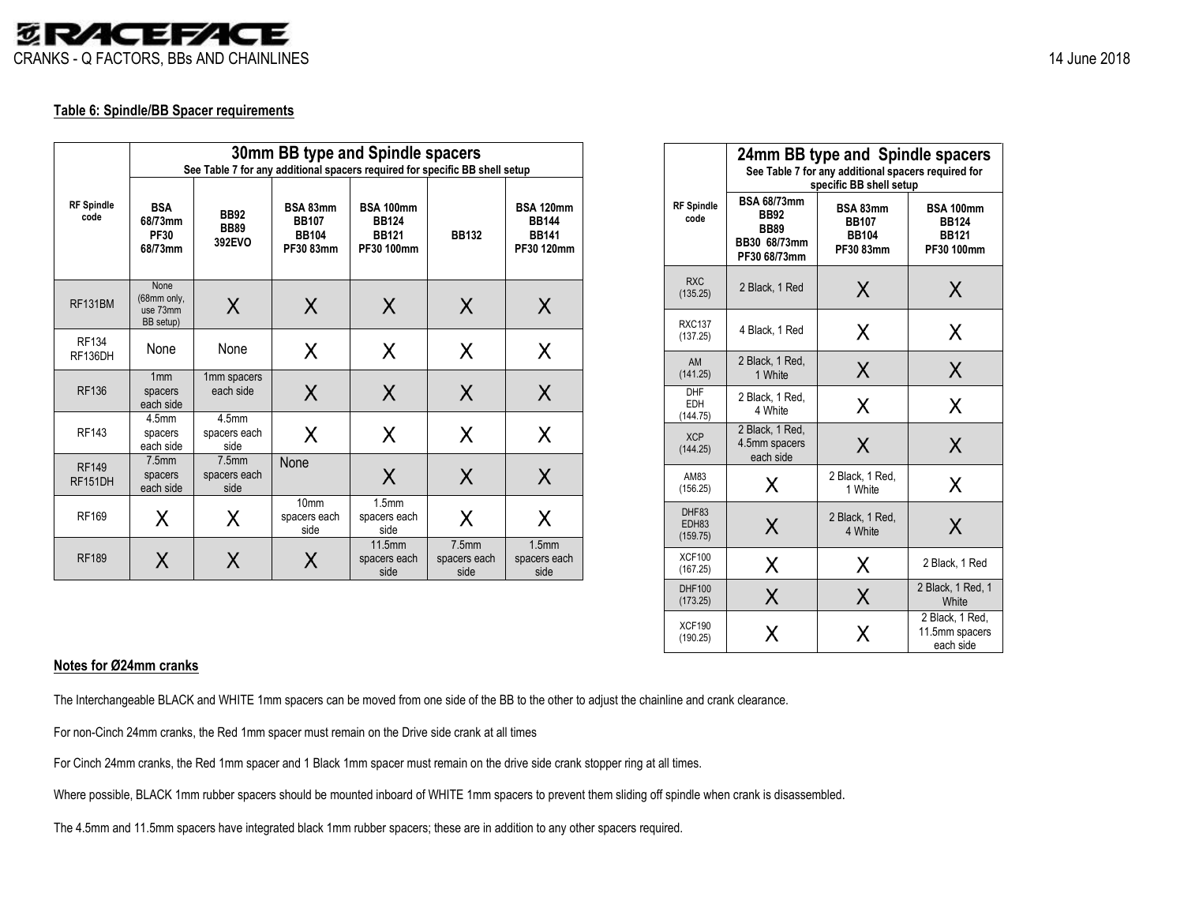#### Table 6: Spindle/BB Spacer requirements

| RF Spindle code | 30mm BB type and Spindle spacers<br>See Table 7 for any additional spacers required for specific BB shell setup | | | | | |
|---|---|---|---|---|---|---|
| | BSA 68/73mm PF30 68/73mm | BB92 BB89 392EVO | BSA 83mm BB107 BB104 PF30 83mm | BSA 100mm BB124 BB121 PF30 100mm | BB132 | BSA 120mm BB144 BB141 PF30 120mm |
| RF131BM | None (68mm only, use 73mm BB setup) | X | X | X | X | X |
| RF134 RF136DH | None | None | X | X | X | X |
| RF136 | 1mm spacers each side | 1mm spacers each side | X | X | X | X |
| RF143 | 4.5mm spacers each side | 4.5mm spacers each side | X | X | X | X |
| RF149 RF151DH | 7.5mm spacers each side | 7.5mm spacers each side | None | X | X | X |
| RF169 | X | X | 10mm spacers each side | 1.5mm spacers each side | X | X |
| RF189 | X | X | X | 11.5mm spacers each side | 7.5mm spacers each side | 1.5mm spacers each side |

| RF Spindle code | 24mm BB type and Spindle spacers<br>See Table 7 for any additional spacers required for specific BB shell setup | | |
|---|---|---|---|
| | BSA 68/73mm BB92 BB89 BB30 68/73mm PF30 68/73mm | BSA 83mm BB107 BB104 PF30 83mm | BSA 100mm BB124 BB121 PF30 100mm |
| RXC (135.25) | 2 Black, 1 Red | X | X |
| RXC137 (137.25) | 4 Black, 1 Red | X | X |
| AM (141.25) | 2 Black, 1 Red, 1 White | X | X |
| DHF EDH (144.75) | 2 Black, 1 Red, 4 White | X | X |
| XCP (144.25) | 2 Black, 1 Red, 4.5mm spacers each side | X | X |
| AM83 (156.25) | X | 2 Black, 1 Red, 1 White | X |
| DHF83 EDH83 (159.75) | X | 2 Black, 1 Red, 4 White | X |
| XCF100 (167.25) | X | X | 2 Black, 1 Red |
| DHF100 (173.25) | X | X | 2 Black, 1 Red, 1 White |
| XCF190 (190.25) | X | X | 2 Black, 1 Red, 11.5mm spacers each side |

#### Notes for Ø24mm cranks

The Interchangeable BLACK and WHITE 1mm spacers can be moved from one side of the BB to the other to adjust the chainline and crank clearance.

For non-Cinch 24mm cranks, the Red 1mm spacer must remain on the Drive side crank at all times

For Cinch 24mm cranks, the Red 1mm spacer and 1 Black 1mm spacer must remain on the drive side crank stopper ring at all times.

Where possible, BLACK 1mm rubber spacers should be mounted inboard of WHITE 1mm spacers to prevent them sliding off spindle when crank is disassembled.

The 4.5mm and 11.5mm spacers have integrated black 1mm rubber spacers; these are in addition to any other spacers required.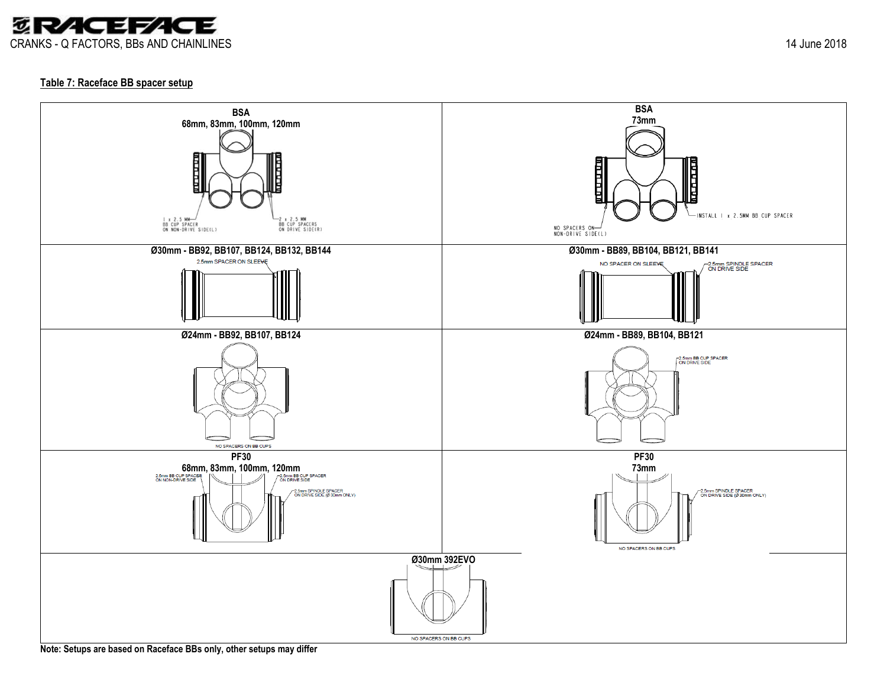**Table 7: Raceface BB spacer setup**

| | |
|---|---|
| **BSA**<br>**68mm, 83mm, 100mm, 120mm**<br>1 x 2.5 MM BB CUP SPACER ON NON-DRIVE SIDE(L)<br>2 x 2.5 MM BB CUP SPACERS ON DRIVE SIDE(R) | **BSA**<br>**73mm**<br>NO SPACERS ON NON-DRIVE SIDE(L)<br>INSTALL 1 x 2.5MM BB CUP SPACER |
| **Ø30mm - BB92, BB107, BB124, BB132, BB144**<br>2.5mm SPACER ON SLEEVE | **Ø30mm - BB89, BB104, BB121, BB141**<br>NO SPACER ON SLEEVE<br>2.5mm SPINDLE SPACER ON DRIVE SIDE |
| **Ø24mm - BB92, BB107, BB124**<br>NO SPACERS ON BB CUPS | **Ø24mm - BB89, BB104, BB121**<br>2.5mm BB CUP SPACER ON DRIVE SIDE |
| **PF30**<br>**68mm, 83mm, 100mm, 120mm**<br>2.5mm BB CUP SPACER ON NON-DRIVE SIDE<br>2.5mm BB CUP SPACER ON DRIVE SIDE<br>2.5mm SPINDLE SPACER ON DRIVE SIDE (Ø 30mm ONLY) | **PF30**<br>**73mm**<br>2.5mm SPINDLE SPACER ON DRIVE SIDE (Ø 30mm ONLY)<br>NO SPACERS ON BB CUPS |
| **Ø30mm 392EVO**<br>NO SPACERS ON BB CUPS | |

**Note: Setups are based on Raceface BBs only, other setups may differ**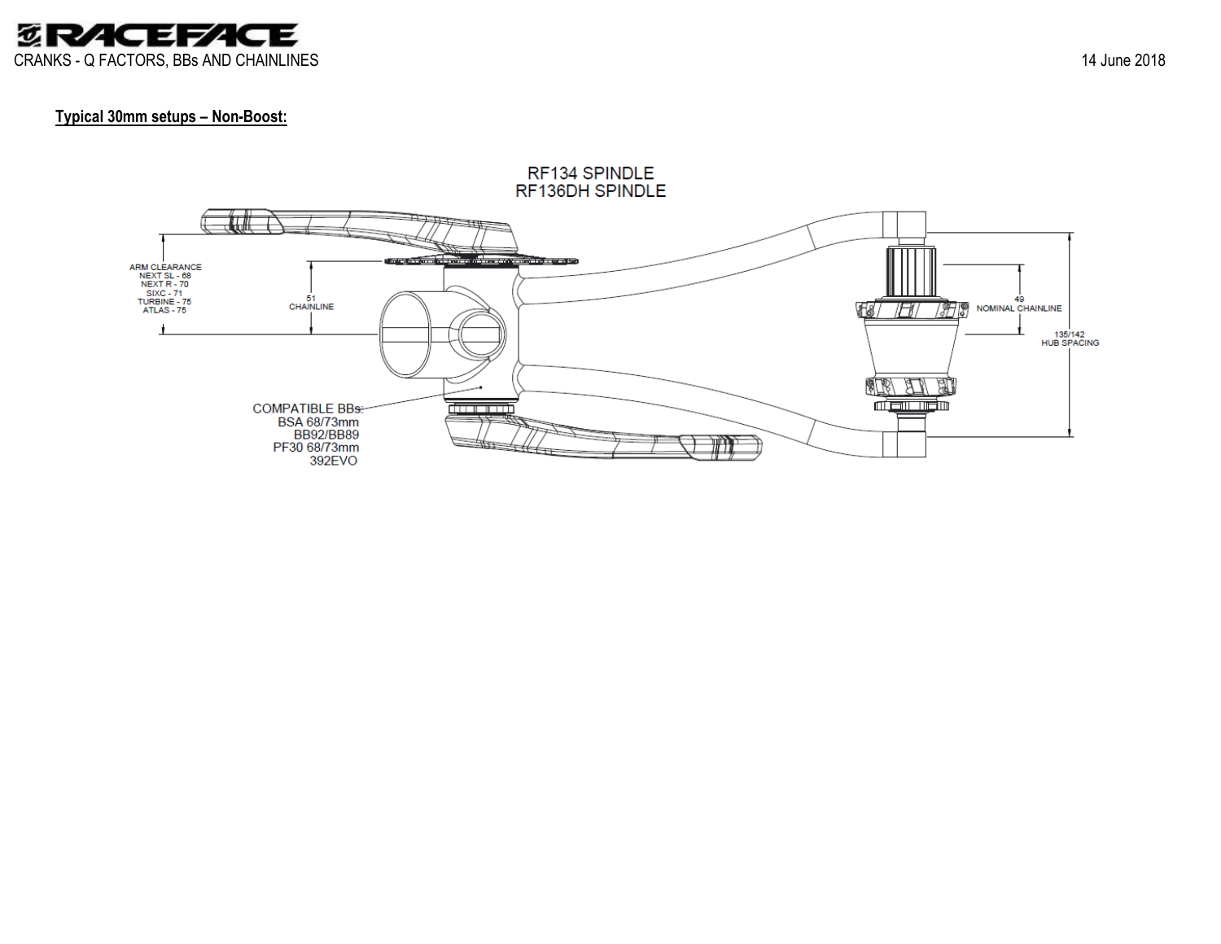**Typical 30mm setups – Non-Boost:**

RF134 SPINDLE
RF136DH SPINDLE

ARM CLEARANCE
NEXT SL - 68
NEXT R - 70
SIXC - 71
TURBINE - 75
ATLAS - 75

51
CHAINLINE

49
NOMINAL CHAINLINE

135/142
HUB SPACING

COMPATIBLE BBs:
BSA 68/73mm
BB92/BB89
PF30 68/73mm
392EVO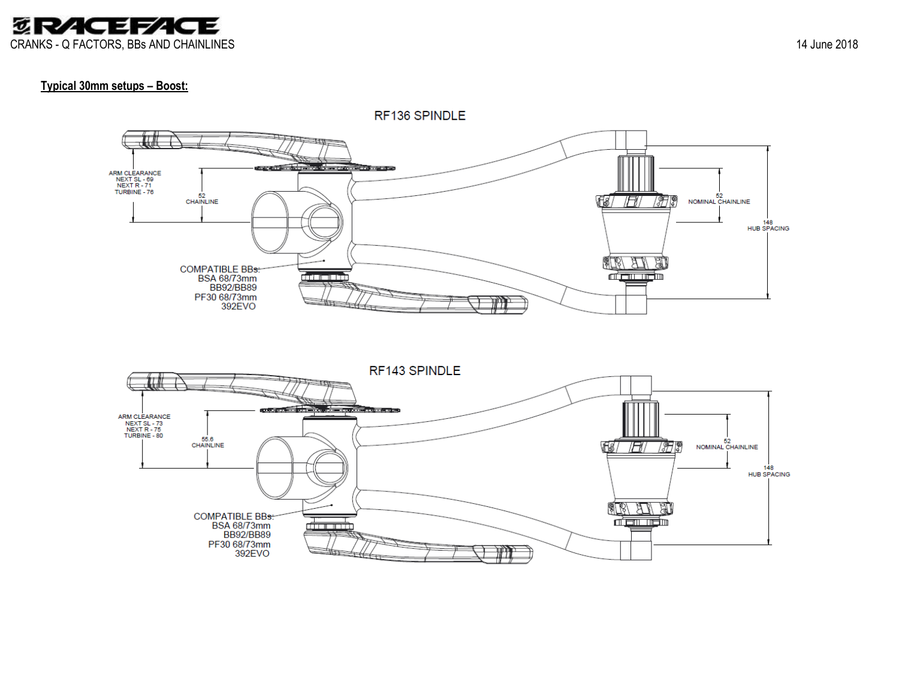**Typical 30mm setups – Boost:**

RF136 SPINDLE

ARM CLEARANCE
NEXT SL - 69
NEXT R - 71
TURBINE - 76

52
CHAINLINE

52
NOMINAL CHAINLINE

148
HUB SPACING

COMPATIBLE BBs:
BSA 68/73mm
BB92/BB89
PF30 68/73mm
392EVO

RF143 SPINDLE

ARM CLEARANCE
NEXT SL - 73
NEXT R - 75
TURBINE - 80

55.6
CHAINLINE

52
NOMINAL CHAINLINE

148
HUB SPACING

COMPATIBLE BBs:
BSA 68/73mm
BB92/BB89
PF30 68/73mm
392EVO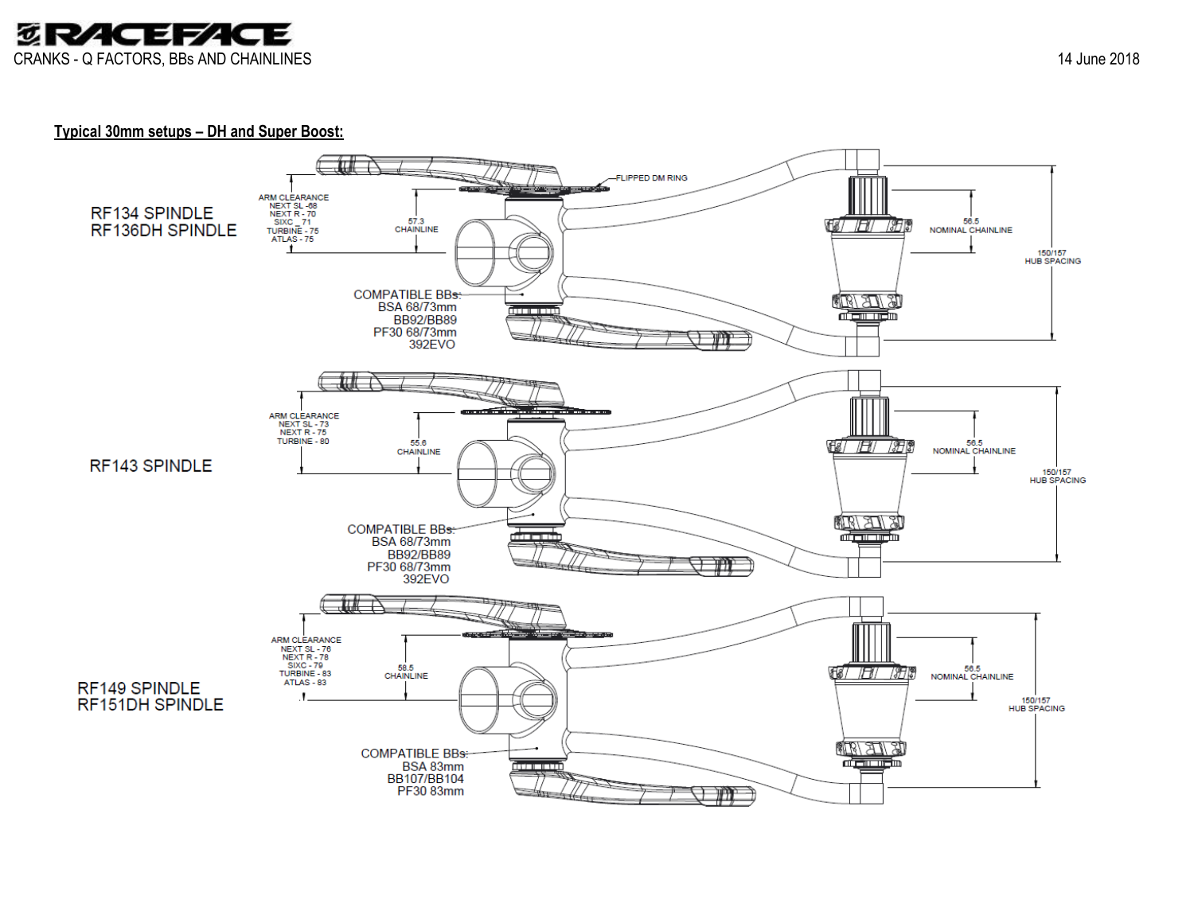RACEFACE

CRANKS - Q FACTORS, BBs AND CHAINLINES

14 June 2018

**Typical 30mm setups – DH and Super Boost:**

RF134 SPINDLE
RF136DH SPINDLE

FLIPPED DM RING

ARM CLEARANCE
NEXT SL -68
NEXT R - 70
SIXC _ 71
TURBINE - 75
ATLAS - 75

57.3
CHAINLINE

56.5
NOMINAL CHAINLINE

150/157
HUB SPACING

COMPATIBLE BBs:
BSA 68/73mm
BB92/BB89
PF30 68/73mm
392EVO

RF143 SPINDLE

ARM CLEARANCE
NEXT SL - 73
NEXT R - 75
TURBINE - 80

55.6
CHAINLINE

56.5
NOMINAL CHAINLINE

150/157
HUB SPACING

COMPATIBLE BBs:
BSA 68/73mm
BB92/BB89
PF30 68/73mm
392EVO

RF149 SPINDLE
RF151DH SPINDLE

ARM CLEARANCE
NEXT SL - 76
NEXT R - 78
SIXC - 79
TURBINE - 83
ATLAS - 83

58.5
CHAINLINE

56.5
NOMINAL CHAINLINE

150/157
HUB SPACING

COMPATIBLE BBs:
BSA 83mm
BB107/BB104
PF30 83mm